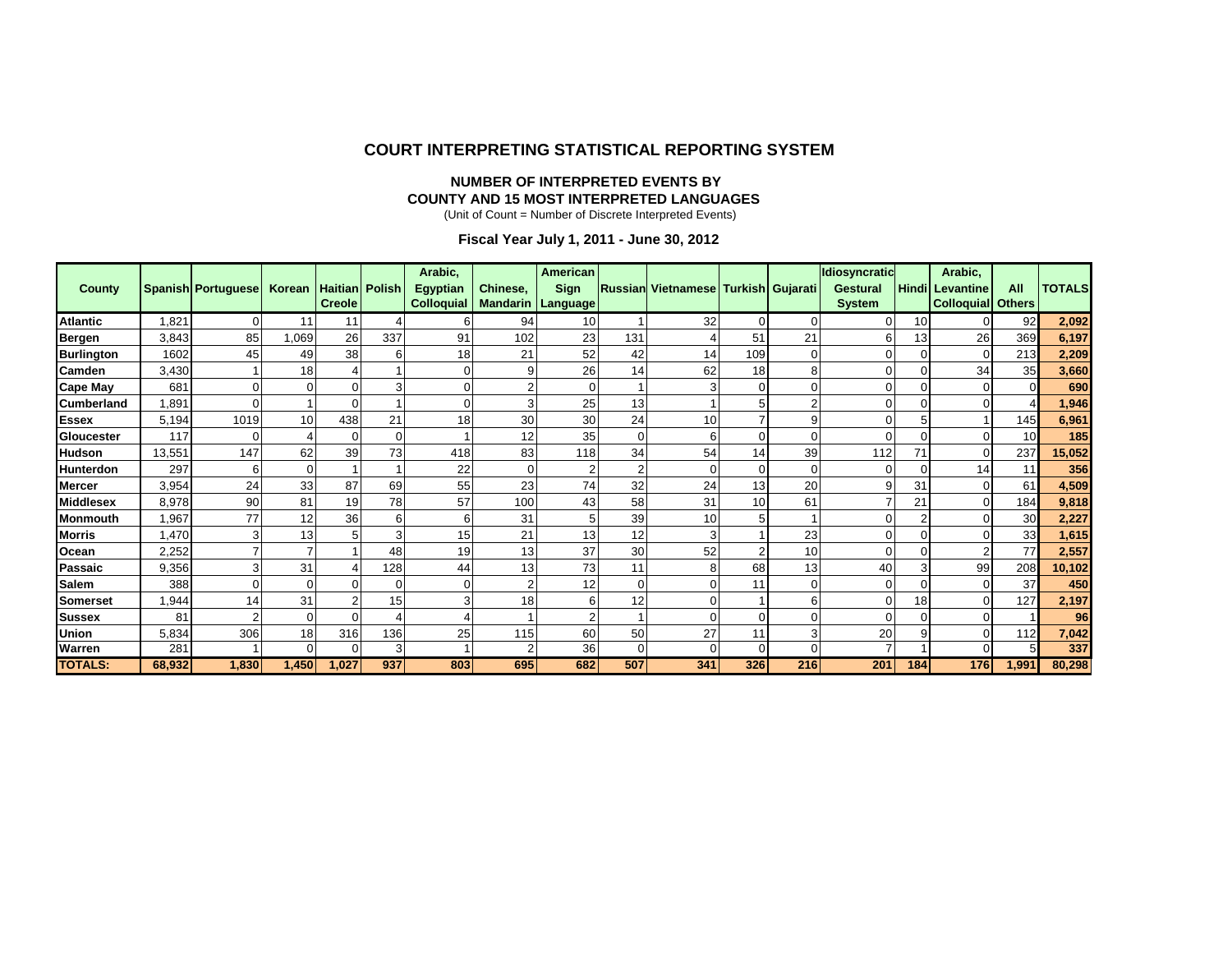## COURT INTERPRETING STATISTICAL REPORTING SYSTEM

**NUMBER OF INTERPRETED EVENTS BY**
**COUNTY AND 15 MOST INTERPRETED LANGUAGES**
(Unit of Count = Number of Discrete Interpreted Events)

**Fiscal Year July 1, 2011 - June 30, 2012**

| County | Spanish | Portuguese | Korean | Haitian Creole | Polish | Arabic, Egyptian Colloquial | Chinese, Mandarin | American Sign Language | Russian | Vietnamese | Turkish | Gujarati | Idiosyncratic Gestural System | Hindi | Arabic, Levantine Colloquial | All Others | TOTALS |
|---|---|---|---|---|---|---|---|---|---|---|---|---|---|---|---|---|---|
| **Atlantic** | 1,821 | 0 | 11 | 11 | 4 | 6 | 94 | 10 | 1 | 32 | 0 | 0 | 0 | 10 | 0 | 92 | **2,092** |
| **Bergen** | 3,843 | 85 | 1,069 | 26 | 337 | 91 | 102 | 23 | 131 | 4 | 51 | 21 | 6 | 13 | 26 | 369 | **6,197** |
| **Burlington** | 1602 | 45 | 49 | 38 | 6 | 18 | 21 | 52 | 42 | 14 | 109 | 0 | 0 | 0 | 0 | 213 | **2,209** |
| **Camden** | 3,430 | 1 | 18 | 4 | 1 | 0 | 9 | 26 | 14 | 62 | 18 | 8 | 0 | 0 | 34 | 35 | **3,660** |
| **Cape May** | 681 | 0 | 0 | 0 | 3 | 0 | 2 | 0 | 1 | 3 | 0 | 0 | 0 | 0 | 0 | 0 | **690** |
| **Cumberland** | 1,891 | 0 | 1 | 0 | 1 | 0 | 3 | 25 | 13 | 1 | 5 | 2 | 0 | 0 | 0 | 4 | **1,946** |
| **Essex** | 5,194 | 1019 | 10 | 438 | 21 | 18 | 30 | 30 | 24 | 10 | 7 | 9 | 0 | 5 | 1 | 145 | **6,961** |
| **Gloucester** | 117 | 0 | 4 | 0 | 0 | 1 | 12 | 35 | 0 | 6 | 0 | 0 | 0 | 0 | 0 | 10 | **185** |
| **Hudson** | 13,551 | 147 | 62 | 39 | 73 | 418 | 83 | 118 | 34 | 54 | 14 | 39 | 112 | 71 | 0 | 237 | **15,052** |
| **Hunterdon** | 297 | 6 | 0 | 1 | 1 | 22 | 0 | 2 | 2 | 0 | 0 | 0 | 0 | 0 | 14 | 11 | **356** |
| **Mercer** | 3,954 | 24 | 33 | 87 | 69 | 55 | 23 | 74 | 32 | 24 | 13 | 20 | 9 | 31 | 0 | 61 | **4,509** |
| **Middlesex** | 8,978 | 90 | 81 | 19 | 78 | 57 | 100 | 43 | 58 | 31 | 10 | 61 | 7 | 21 | 0 | 184 | **9,818** |
| **Monmouth** | 1,967 | 77 | 12 | 36 | 6 | 6 | 31 | 5 | 39 | 10 | 5 | 1 | 0 | 2 | 0 | 30 | **2,227** |
| **Morris** | 1,470 | 3 | 13 | 5 | 3 | 15 | 21 | 13 | 12 | 3 | 1 | 23 | 0 | 0 | 0 | 33 | **1,615** |
| **Ocean** | 2,252 | 7 | 7 | 1 | 48 | 19 | 13 | 37 | 30 | 52 | 2 | 10 | 0 | 0 | 2 | 77 | **2,557** |
| **Passaic** | 9,356 | 3 | 31 | 4 | 128 | 44 | 13 | 73 | 11 | 8 | 68 | 13 | 40 | 3 | 99 | 208 | **10,102** |
| **Salem** | 388 | 0 | 0 | 0 | 0 | 0 | 2 | 12 | 0 | 0 | 11 | 0 | 0 | 0 | 0 | 37 | **450** |
| **Somerset** | 1,944 | 14 | 31 | 2 | 15 | 3 | 18 | 6 | 12 | 0 | 1 | 6 | 0 | 18 | 0 | 127 | **2,197** |
| **Sussex** | 81 | 2 | 0 | 0 | 4 | 4 | 1 | 2 | 1 | 0 | 0 | 0 | 0 | 0 | 0 | 1 | **96** |
| **Union** | 5,834 | 306 | 18 | 316 | 136 | 25 | 115 | 60 | 50 | 27 | 11 | 3 | 20 | 9 | 0 | 112 | **7,042** |
| **Warren** | 281 | 1 | 0 | 0 | 3 | 1 | 2 | 36 | 0 | 0 | 0 | 0 | 7 | 1 | 0 | 5 | **337** |
| **TOTALS:** | **68,932** | **1,830** | **1,450** | **1,027** | **937** | **803** | **695** | **682** | **507** | **341** | **326** | **216** | **201** | **184** | **176** | **1,991** | **80,298** |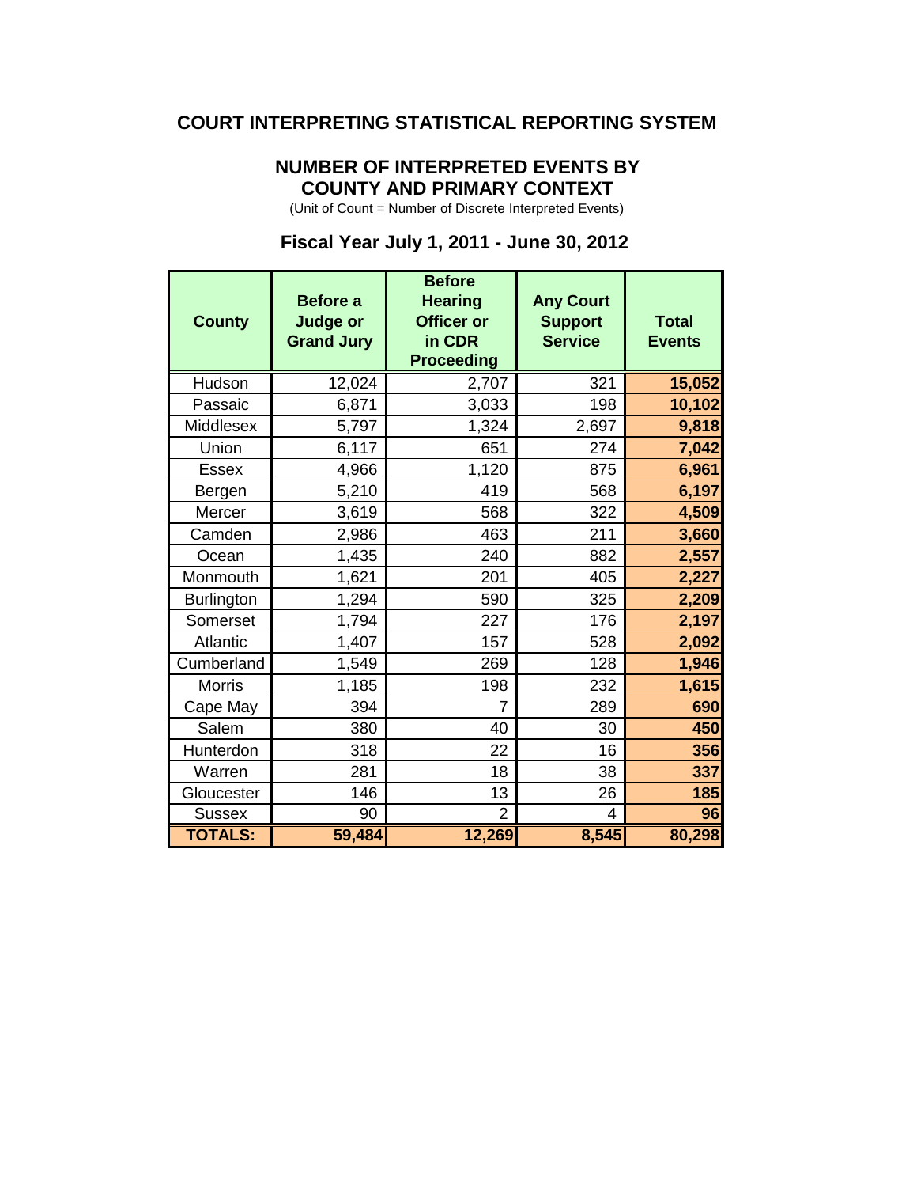# COURT INTERPRETING STATISTICAL REPORTING SYSTEM

## NUMBER OF INTERPRETED EVENTS BY COUNTY AND PRIMARY CONTEXT

(Unit of Count = Number of Discrete Interpreted Events)

## Fiscal Year July 1, 2011 - June 30, 2012

| County | Before a Judge or Grand Jury | Before Hearing Officer or in CDR Proceeding | Any Court Support Service | Total Events |
|---|---|---|---|---|
| Hudson | 12,024 | 2,707 | 321 | **15,052** |
| Passaic | 6,871 | 3,033 | 198 | **10,102** |
| Middlesex | 5,797 | 1,324 | 2,697 | **9,818** |
| Union | 6,117 | 651 | 274 | **7,042** |
| Essex | 4,966 | 1,120 | 875 | **6,961** |
| Bergen | 5,210 | 419 | 568 | **6,197** |
| Mercer | 3,619 | 568 | 322 | **4,509** |
| Camden | 2,986 | 463 | 211 | **3,660** |
| Ocean | 1,435 | 240 | 882 | **2,557** |
| Monmouth | 1,621 | 201 | 405 | **2,227** |
| Burlington | 1,294 | 590 | 325 | **2,209** |
| Somerset | 1,794 | 227 | 176 | **2,197** |
| Atlantic | 1,407 | 157 | 528 | **2,092** |
| Cumberland | 1,549 | 269 | 128 | **1,946** |
| Morris | 1,185 | 198 | 232 | **1,615** |
| Cape May | 394 | 7 | 289 | **690** |
| Salem | 380 | 40 | 30 | **450** |
| Hunterdon | 318 | 22 | 16 | **356** |
| Warren | 281 | 18 | 38 | **337** |
| Gloucester | 146 | 13 | 26 | **185** |
| Sussex | 90 | 2 | 4 | **96** |
| **TOTALS:** | **59,484** | **12,269** | **8,545** | **80,298** |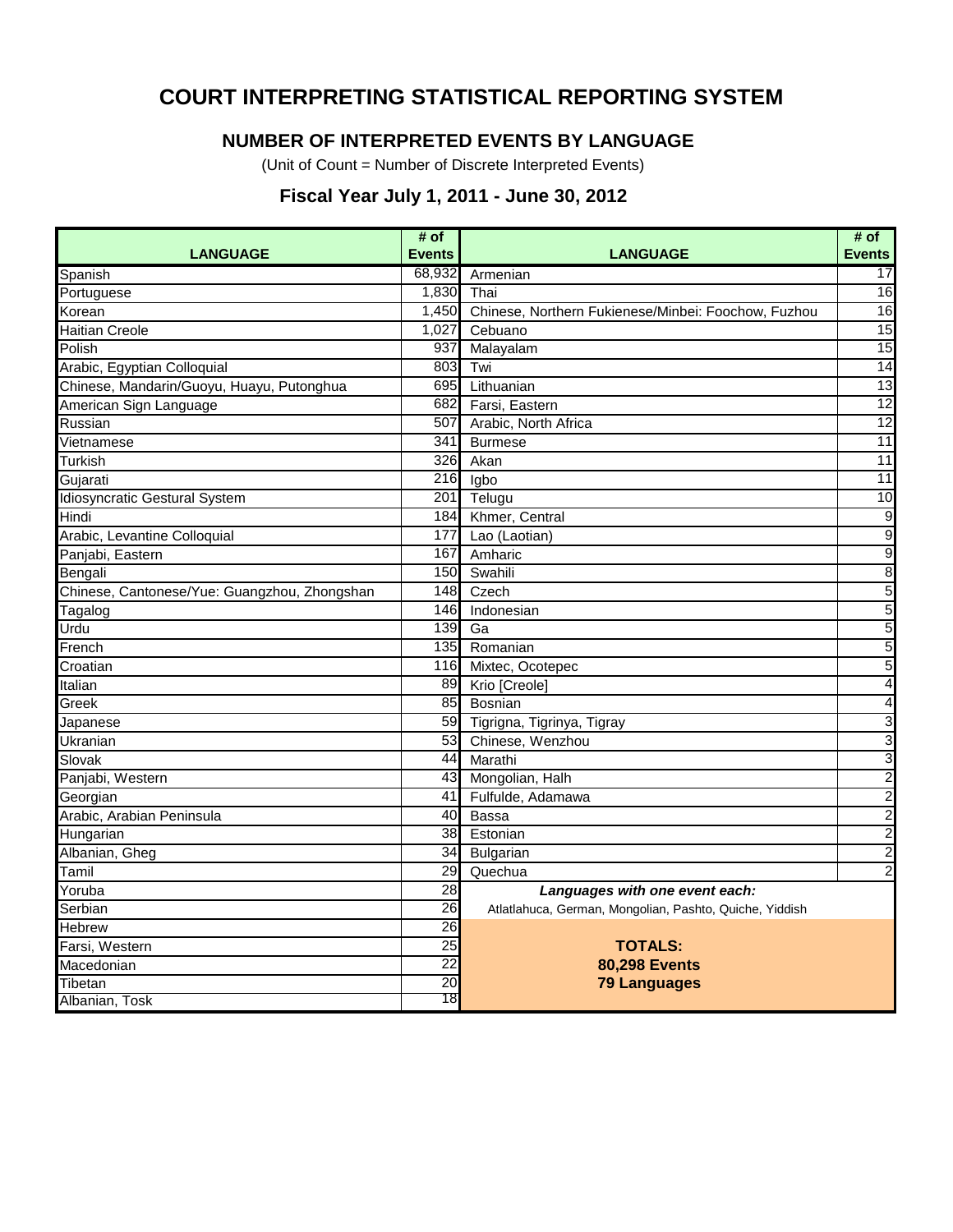# COURT INTERPRETING STATISTICAL REPORTING SYSTEM

## NUMBER OF INTERPRETED EVENTS BY LANGUAGE

(Unit of Count = Number of Discrete Interpreted Events)

### Fiscal Year July 1, 2011 - June 30, 2012

| LANGUAGE | # of Events | LANGUAGE | # of Events |
|---|---|---|---|
| Spanish | 68,932 | Armenian | 17 |
| Portuguese | 1,830 | Thai | 16 |
| Korean | 1,450 | Chinese, Northern Fukienese/Minbei: Foochow, Fuzhou | 16 |
| Haitian Creole | 1,027 | Cebuano | 15 |
| Polish | 937 | Malayalam | 15 |
| Arabic, Egyptian Colloquial | 803 | Twi | 14 |
| Chinese, Mandarin/Guoyu, Huayu, Putonghua | 695 | Lithuanian | 13 |
| American Sign Language | 682 | Farsi, Eastern | 12 |
| Russian | 507 | Arabic, North Africa | 12 |
| Vietnamese | 341 | Burmese | 11 |
| Turkish | 326 | Akan | 11 |
| Gujarati | 216 | Igbo | 11 |
| Idiosyncratic Gestural System | 201 | Telugu | 10 |
| Hindi | 184 | Khmer, Central | 9 |
| Arabic, Levantine Colloquial | 177 | Lao (Laotian) | 9 |
| Panjabi, Eastern | 167 | Amharic | 9 |
| Bengali | 150 | Swahili | 8 |
| Chinese, Cantonese/Yue: Guangzhou, Zhongshan | 148 | Czech | 5 |
| Tagalog | 146 | Indonesian | 5 |
| Urdu | 139 | Ga | 5 |
| French | 135 | Romanian | 5 |
| Croatian | 116 | Mixtec, Ocotepec | 5 |
| Italian | 89 | Krio [Creole] | 4 |
| Greek | 85 | Bosnian | 4 |
| Japanese | 59 | Tigrigna, Tigrinya, Tigray | 3 |
| Ukranian | 53 | Chinese, Wenzhou | 3 |
| Slovak | 44 | Marathi | 3 |
| Panjabi, Western | 43 | Mongolian, Halh | 2 |
| Georgian | 41 | Fulfulde, Adamawa | 2 |
| Arabic, Arabian Peninsula | 40 | Bassa | 2 |
| Hungarian | 38 | Estonian | 2 |
| Albanian, Gheg | 34 | Bulgarian | 2 |
| Tamil | 29 | Quechua | 2 |
| Yoruba | 28 | ***Languages with one event each:*** | |
| Serbian | 26 | Atlatlahuca, German, Mongolian, Pashto, Quiche, Yiddish | |
| Hebrew | 26 | | |
| Farsi, Western | 25 | **TOTALS:** | |
| Macedonian | 22 | **80,298 Events** | |
| Tibetan | 20 | **79 Languages** | |
| Albanian, Tosk | 18 | | |